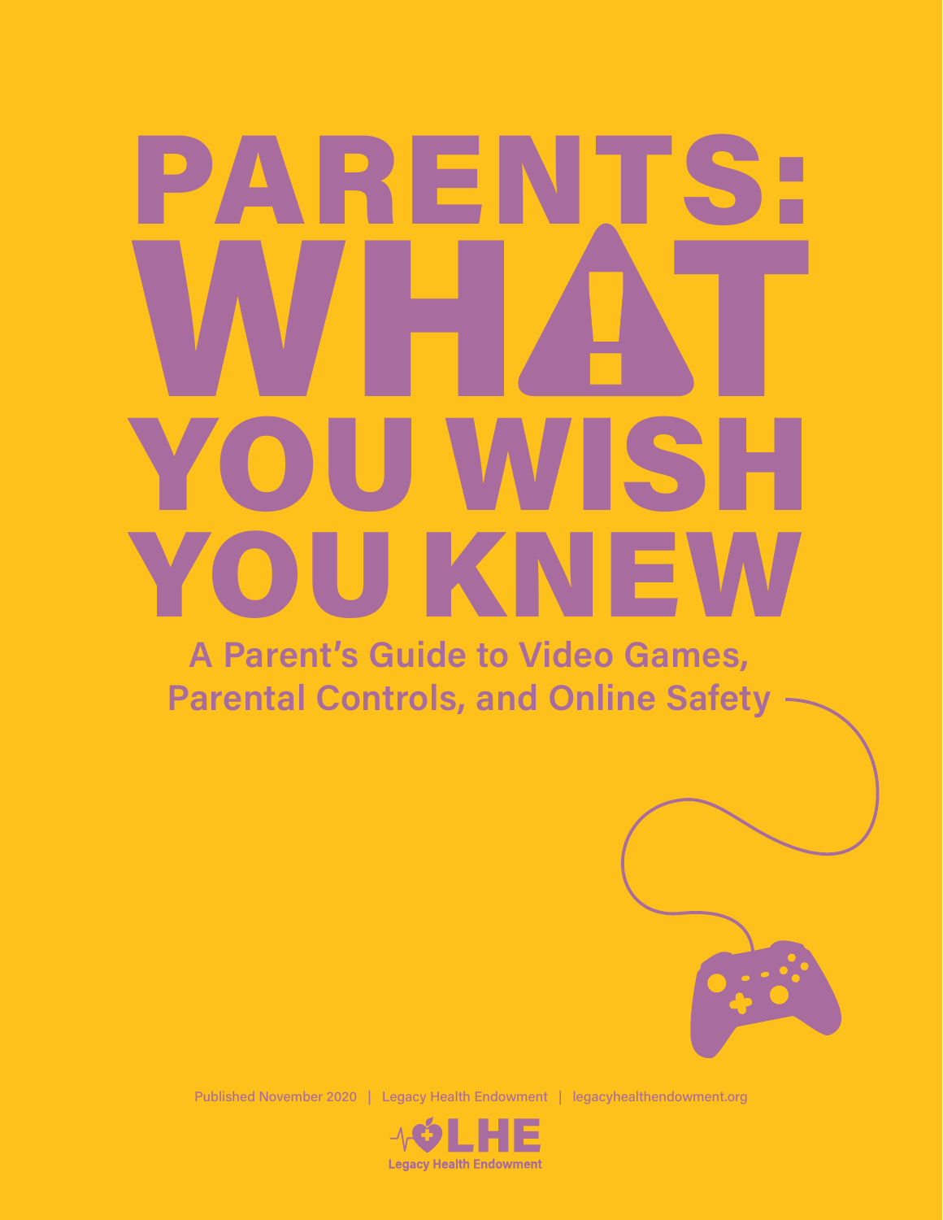# PARENTS: WHAT YOU WISH YOU KNEW

## A Parent's Guide to Video Games, Parental Controls, and Online Safety

Published November 2020 | Legacy Health Endowment | legacyhealthendowment.org

LHE
Legacy Health Endowment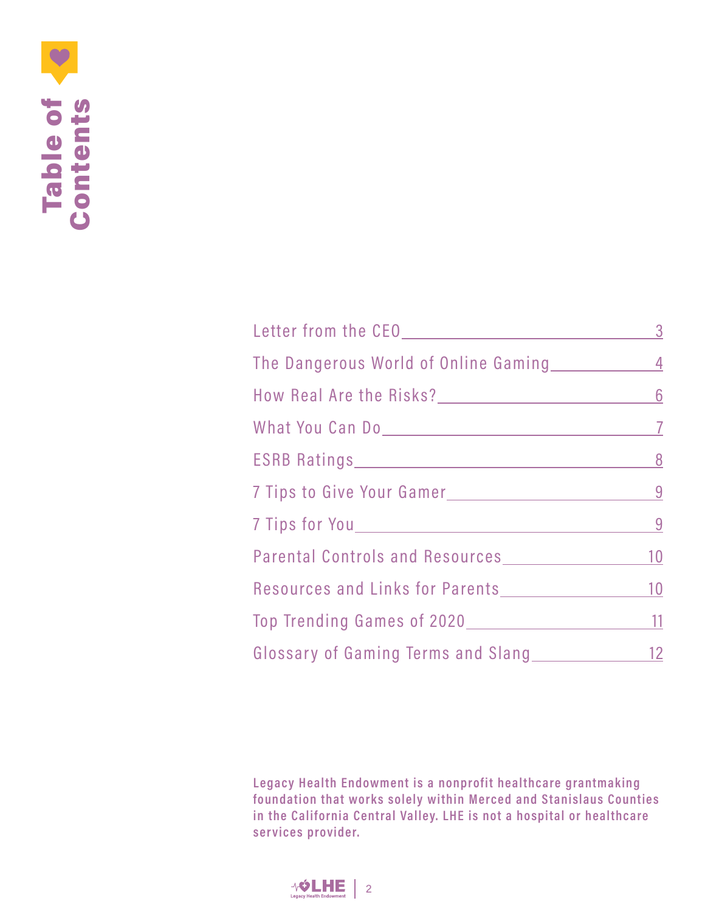# Table of Contents

| | |
|---|---|
| Letter from the CEO | 3 |
| The Dangerous World of Online Gaming | 4 |
| How Real Are the Risks? | 6 |
| What You Can Do | 7 |
| ESRB Ratings | 8 |
| 7 Tips to Give Your Gamer | 9 |
| 7 Tips for You | 9 |
| Parental Controls and Resources | 10 |
| Resources and Links for Parents | 10 |
| Top Trending Games of 2020 | 11 |
| Glossary of Gaming Terms and Slang | 12 |

**Legacy Health Endowment is a nonprofit healthcare grantmaking foundation that works solely within Merced and Stanislaus Counties in the California Central Valley. LHE is not a hospital or healthcare services provider.**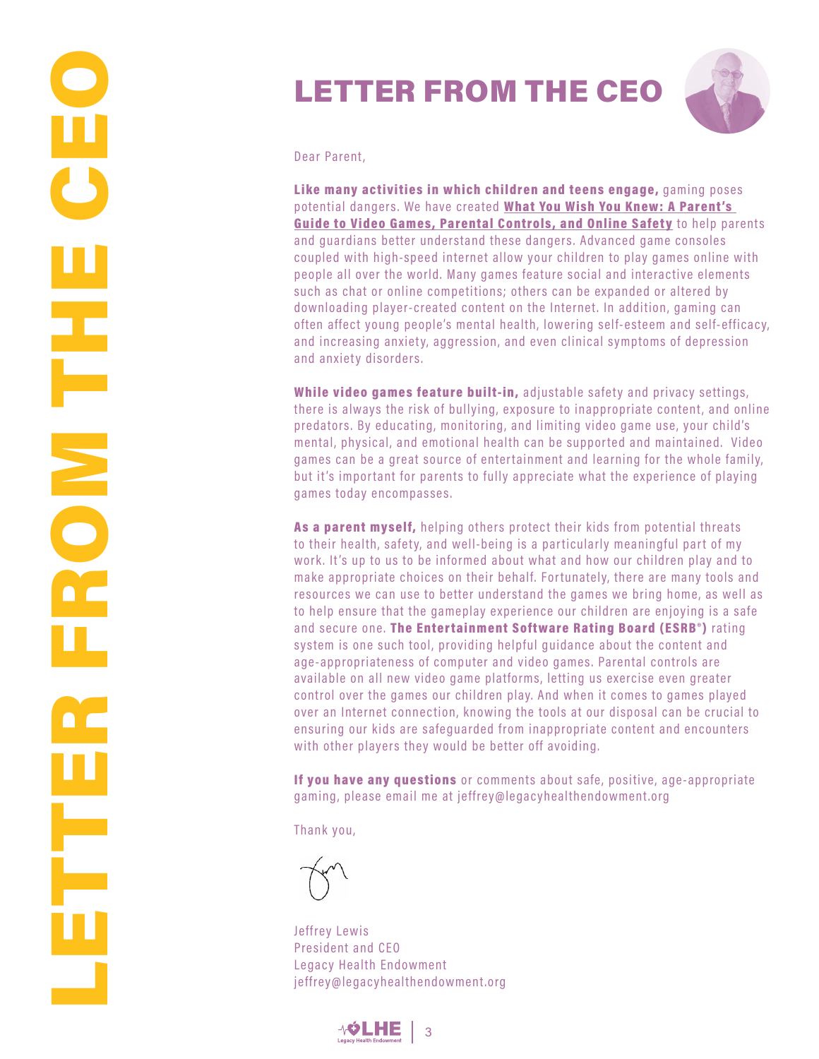# LETTER FROM THE CEO

Dear Parent,

**Like many activities in which children and teens engage,** gaming poses potential dangers. We have created **What You Wish You Knew: A Parent's Guide to Video Games, Parental Controls, and Online Safety** to help parents and guardians better understand these dangers. Advanced game consoles coupled with high-speed internet allow your children to play games online with people all over the world. Many games feature social and interactive elements such as chat or online competitions; others can be expanded or altered by downloading player-created content on the Internet. In addition, gaming can often affect young people's mental health, lowering self-esteem and self-efficacy, and increasing anxiety, aggression, and even clinical symptoms of depression and anxiety disorders.

**While video games feature built-in,** adjustable safety and privacy settings, there is always the risk of bullying, exposure to inappropriate content, and online predators. By educating, monitoring, and limiting video game use, your child's mental, physical, and emotional health can be supported and maintained. Video games can be a great source of entertainment and learning for the whole family, but it's important for parents to fully appreciate what the experience of playing games today encompasses.

**As a parent myself,** helping others protect their kids from potential threats to their health, safety, and well-being is a particularly meaningful part of my work. It's up to us to be informed about what and how our children play and to make appropriate choices on their behalf. Fortunately, there are many tools and resources we can use to better understand the games we bring home, as well as to help ensure that the gameplay experience our children are enjoying is a safe and secure one. **The Entertainment Software Rating Board (ESRB®)** rating system is one such tool, providing helpful guidance about the content and age-appropriateness of computer and video games. Parental controls are available on all new video game platforms, letting us exercise even greater control over the games our children play. And when it comes to games played over an Internet connection, knowing the tools at our disposal can be crucial to ensuring our kids are safeguarded from inappropriate content and encounters with other players they would be better off avoiding.

**If you have any questions** or comments about safe, positive, age-appropriate gaming, please email me at jeffrey@legacyhealthendowment.org

Thank you,

Jeffrey Lewis
President and CEO
Legacy Health Endowment
jeffrey@legacyhealthendowment.org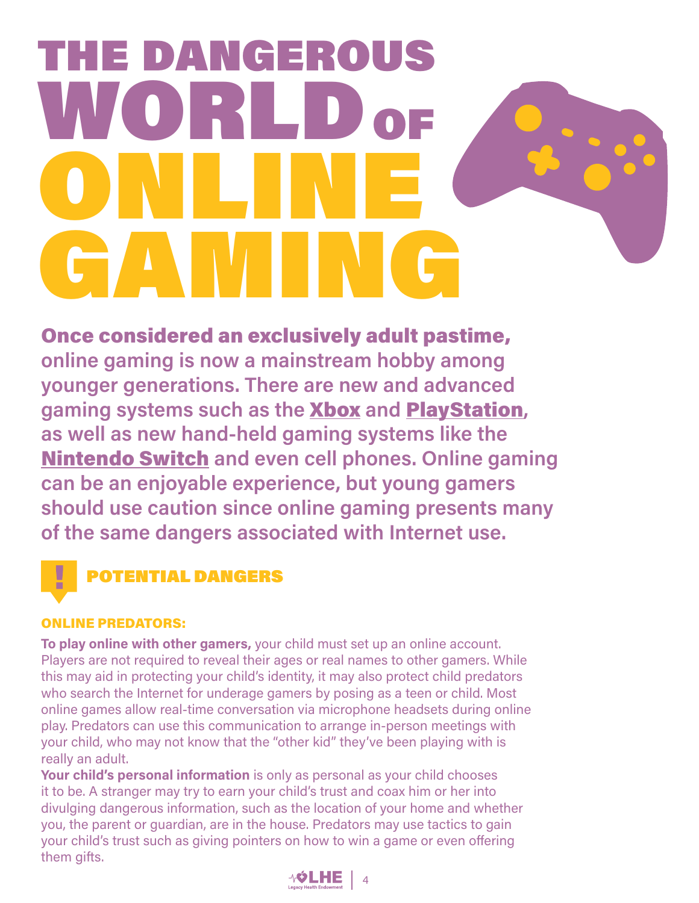# THE DANGEROUS WORLD OF ONLINE GAMING

**Once considered an exclusively adult pastime, online gaming is now a mainstream hobby among younger generations. There are new and advanced gaming systems such as the Xbox and PlayStation, as well as new hand-held gaming systems like the Nintendo Switch and even cell phones. Online gaming can be an enjoyable experience, but young gamers should use caution since online gaming presents many of the same dangers associated with Internet use.**

## POTENTIAL DANGERS

### ONLINE PREDATORS:

**To play online with other gamers,** your child must set up an online account. Players are not required to reveal their ages or real names to other gamers. While this may aid in protecting your child's identity, it may also protect child predators who search the Internet for underage gamers by posing as a teen or child. Most online games allow real-time conversation via microphone headsets during online play. Predators can use this communication to arrange in-person meetings with your child, who may not know that the "other kid" they've been playing with is really an adult.

**Your child's personal information** is only as personal as your child chooses it to be. A stranger may try to earn your child's trust and coax him or her into divulging dangerous information, such as the location of your home and whether you, the parent or guardian, are in the house. Predators may use tactics to gain your child's trust such as giving pointers on how to win a game or even offering them gifts.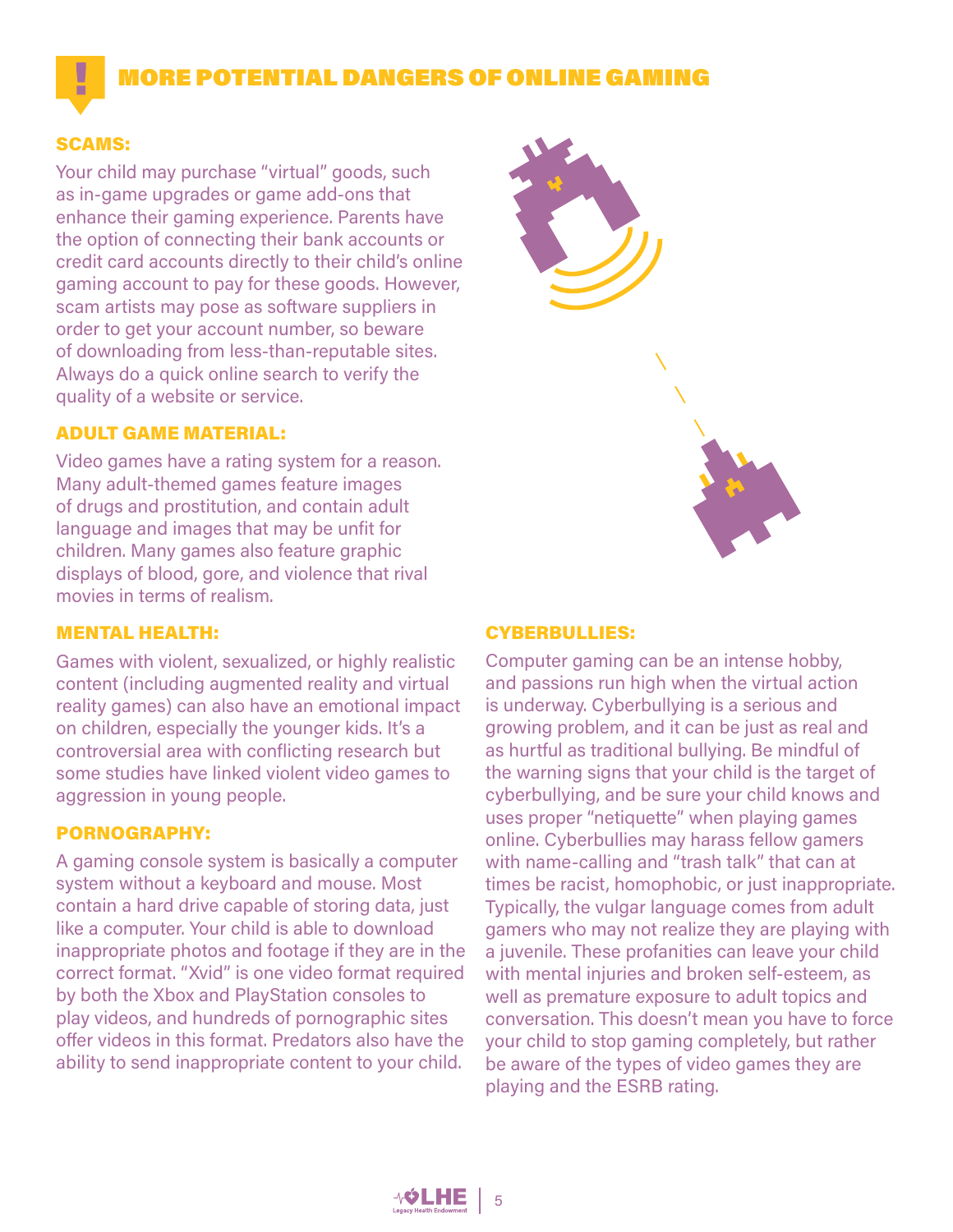# MORE POTENTIAL DANGERS OF ONLINE GAMING

### SCAMS:

Your child may purchase "virtual" goods, such as in-game upgrades or game add-ons that enhance their gaming experience. Parents have the option of connecting their bank accounts or credit card accounts directly to their child's online gaming account to pay for these goods. However, scam artists may pose as software suppliers in order to get your account number, so beware of downloading from less-than-reputable sites. Always do a quick online search to verify the quality of a website or service.

### ADULT GAME MATERIAL:

Video games have a rating system for a reason. Many adult-themed games feature images of drugs and prostitution, and contain adult language and images that may be unfit for children. Many games also feature graphic displays of blood, gore, and violence that rival movies in terms of realism.

### MENTAL HEALTH:

Games with violent, sexualized, or highly realistic content (including augmented reality and virtual reality games) can also have an emotional impact on children, especially the younger kids. It's a controversial area with conflicting research but some studies have linked violent video games to aggression in young people.

### PORNOGRAPHY:

A gaming console system is basically a computer system without a keyboard and mouse. Most contain a hard drive capable of storing data, just like a computer. Your child is able to download inappropriate photos and footage if they are in the correct format. "Xvid" is one video format required by both the Xbox and PlayStation consoles to play videos, and hundreds of pornographic sites offer videos in this format. Predators also have the ability to send inappropriate content to your child.

### CYBERBULLIES:

Computer gaming can be an intense hobby, and passions run high when the virtual action is underway. Cyberbullying is a serious and growing problem, and it can be just as real and as hurtful as traditional bullying. Be mindful of the warning signs that your child is the target of cyberbullying, and be sure your child knows and uses proper "netiquette" when playing games online. Cyberbullies may harass fellow gamers with name-calling and "trash talk" that can at times be racist, homophobic, or just inappropriate. Typically, the vulgar language comes from adult gamers who may not realize they are playing with a juvenile. These profanities can leave your child with mental injuries and broken self-esteem, as well as premature exposure to adult topics and conversation. This doesn't mean you have to force your child to stop gaming completely, but rather be aware of the types of video games they are playing and the ESRB rating.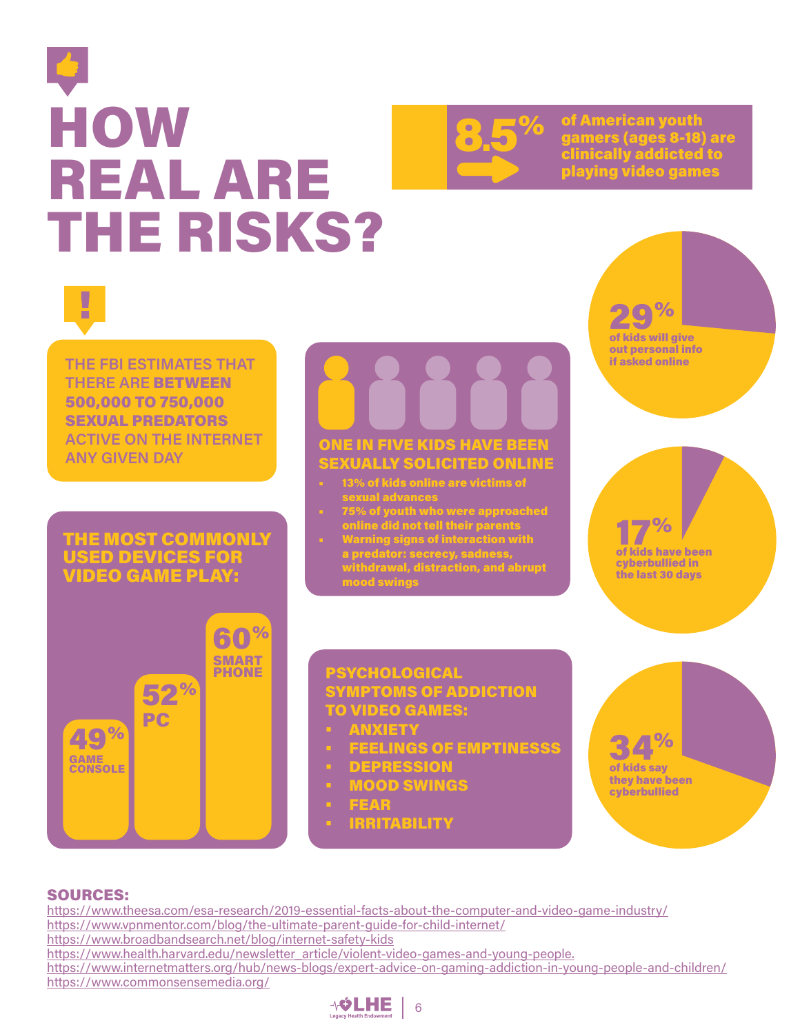# HOW REAL ARE THE RISKS?

**8.5%** of American youth gamers (ages 8-18) are clinically addicted to playing video games

**29%** of kids will give out personal info if asked online

THE FBI ESTIMATES THAT THERE ARE **BETWEEN 500,000 TO 750,000 SEXUAL PREDATORS** ACTIVE ON THE INTERNET ANY GIVEN DAY

## ONE IN FIVE KIDS HAVE BEEN SEXUALLY SOLICITED ONLINE

- 13% of kids online are victims of sexual advances
- 75% of youth who were approached online did not tell their parents
- Warning signs of interaction with a predator: secrecy, sadness, withdrawal, distraction, and abrupt mood swings

**17%** of kids have been cyberbullied in the last 30 days

## THE MOST COMMONLY USED DEVICES FOR VIDEO GAME PLAY:

- **49%** GAME CONSOLE
- **52%** PC
- **60%** SMART PHONE

## PSYCHOLOGICAL SYMPTOMS OF ADDICTION TO VIDEO GAMES:

- ANXIETY
- FEELINGS OF EMPTINESSS
- DEPRESSION
- MOOD SWINGS
- FEAR
- IRRITABILITY

**34%** of kids say they have been cyberbullied

**SOURCES:**

https://www.theesa.com/esa-research/2019-essential-facts-about-the-computer-and-video-game-industry/
https://www.vpnmentor.com/blog/the-ultimate-parent-guide-for-child-internet/
https://www.broadbandsearch.net/blog/internet-safety-kids
https://www.health.harvard.edu/newsletter_article/violent-video-games-and-young-people.
https://www.internetmatters.org/hub/news-blogs/expert-advice-on-gaming-addiction-in-young-people-and-children/
https://www.commonsensemedia.org/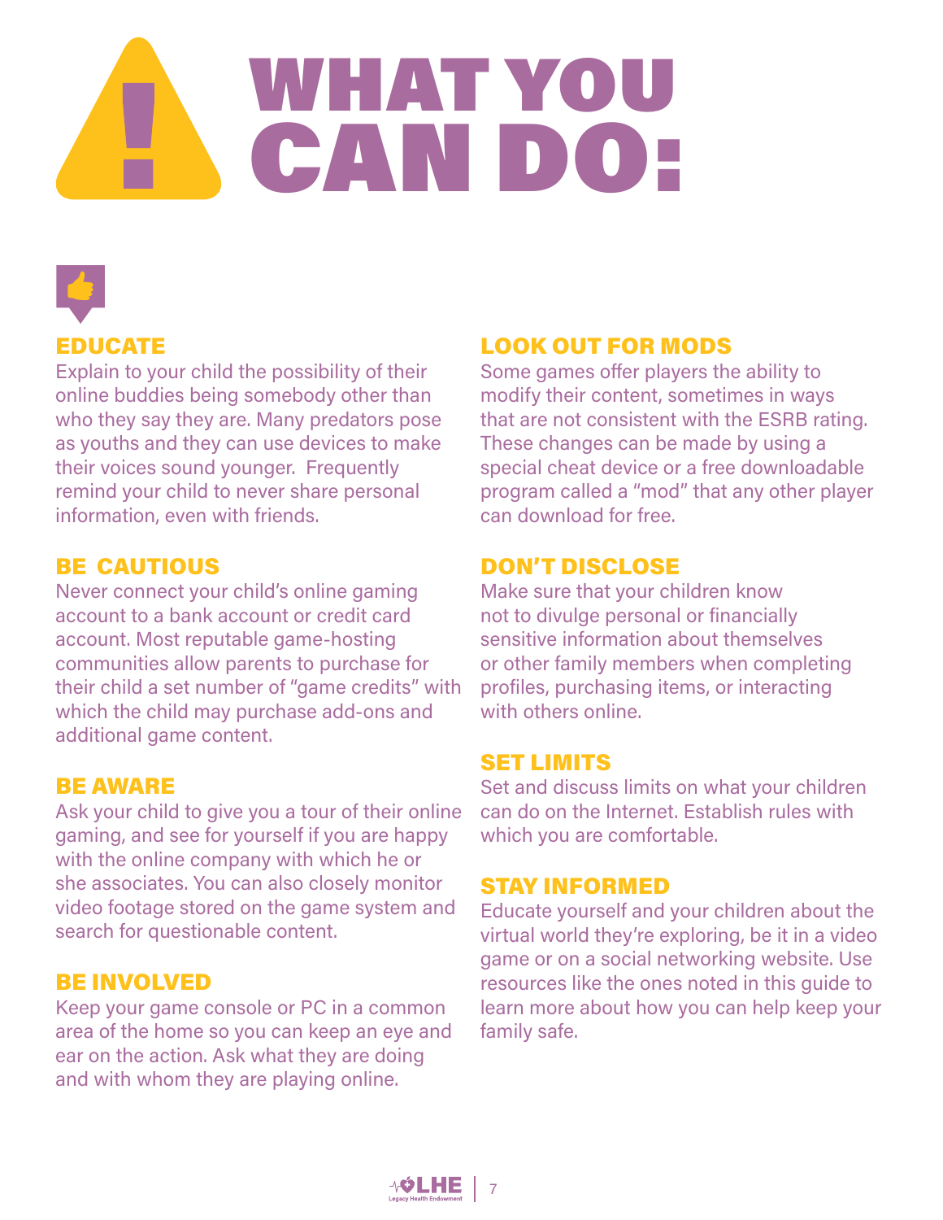# WHAT YOU CAN DO:

### EDUCATE

Explain to your child the possibility of their online buddies being somebody other than who they say they are. Many predators pose as youths and they can use devices to make their voices sound younger. Frequently remind your child to never share personal information, even with friends.

### BE CAUTIOUS

Never connect your child's online gaming account to a bank account or credit card account. Most reputable game-hosting communities allow parents to purchase for their child a set number of "game credits" with which the child may purchase add-ons and additional game content.

### BE AWARE

Ask your child to give you a tour of their online gaming, and see for yourself if you are happy with the online company with which he or she associates. You can also closely monitor video footage stored on the game system and search for questionable content.

### BE INVOLVED

Keep your game console or PC in a common area of the home so you can keep an eye and ear on the action. Ask what they are doing and with whom they are playing online.

### LOOK OUT FOR MODS

Some games offer players the ability to modify their content, sometimes in ways that are not consistent with the ESRB rating. These changes can be made by using a special cheat device or a free downloadable program called a "mod" that any other player can download for free.

### DON'T DISCLOSE

Make sure that your children know not to divulge personal or financially sensitive information about themselves or other family members when completing profiles, purchasing items, or interacting with others online.

### SET LIMITS

Set and discuss limits on what your children can do on the Internet. Establish rules with which you are comfortable.

### STAY INFORMED

Educate yourself and your children about the virtual world they're exploring, be it in a video game or on a social networking website. Use resources like the ones noted in this guide to learn more about how you can help keep your family safe.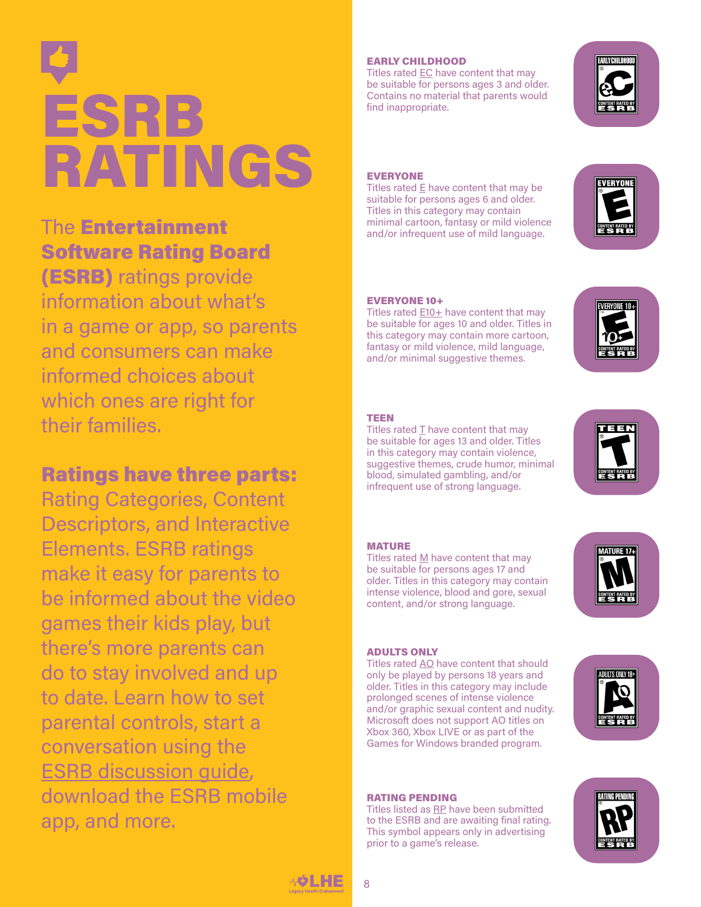# ESRB RATINGS

The **Entertainment Software Rating Board (ESRB)** ratings provide information about what's in a game or app, so parents and consumers can make informed choices about which ones are right for their families.

**Ratings have three parts:** Rating Categories, Content Descriptors, and Interactive Elements. ESRB ratings make it easy for parents to be informed about the video games their kids play, but there's more parents can do to stay involved and up to date. Learn how to set parental controls, start a conversation using the ESRB discussion guide, download the ESRB mobile app, and more.

### EARLY CHILDHOOD

Titles rated EC have content that may be suitable for persons ages 3 and older. Contains no material that parents would find inappropriate.

### EVERYONE

Titles rated E have content that may be suitable for persons ages 6 and older. Titles in this category may contain minimal cartoon, fantasy or mild violence and/or infrequent use of mild language.

### EVERYONE 10+

Titles rated E10+ have content that may be suitable for ages 10 and older. Titles in this category may contain more cartoon, fantasy or mild violence, mild language, and/or minimal suggestive themes.

### TEEN

Titles rated T have content that may be suitable for ages 13 and older. Titles in this category may contain violence, suggestive themes, crude humor, minimal blood, simulated gambling, and/or infrequent use of strong language.

### MATURE

Titles rated M have content that may be suitable for persons ages 17 and older. Titles in this category may contain intense violence, blood and gore, sexual content, and/or strong language.

### ADULTS ONLY

Titles rated AO have content that should only be played by persons 18 years and older. Titles in this category may include prolonged scenes of intense violence and/or graphic sexual content and nudity. Microsoft does not support AO titles on Xbox 360, Xbox LIVE or as part of the Games for Windows branded program.

### RATING PENDING

Titles listed as RP have been submitted to the ESRB and are awaiting final rating. This symbol appears only in advertising prior to a game's release.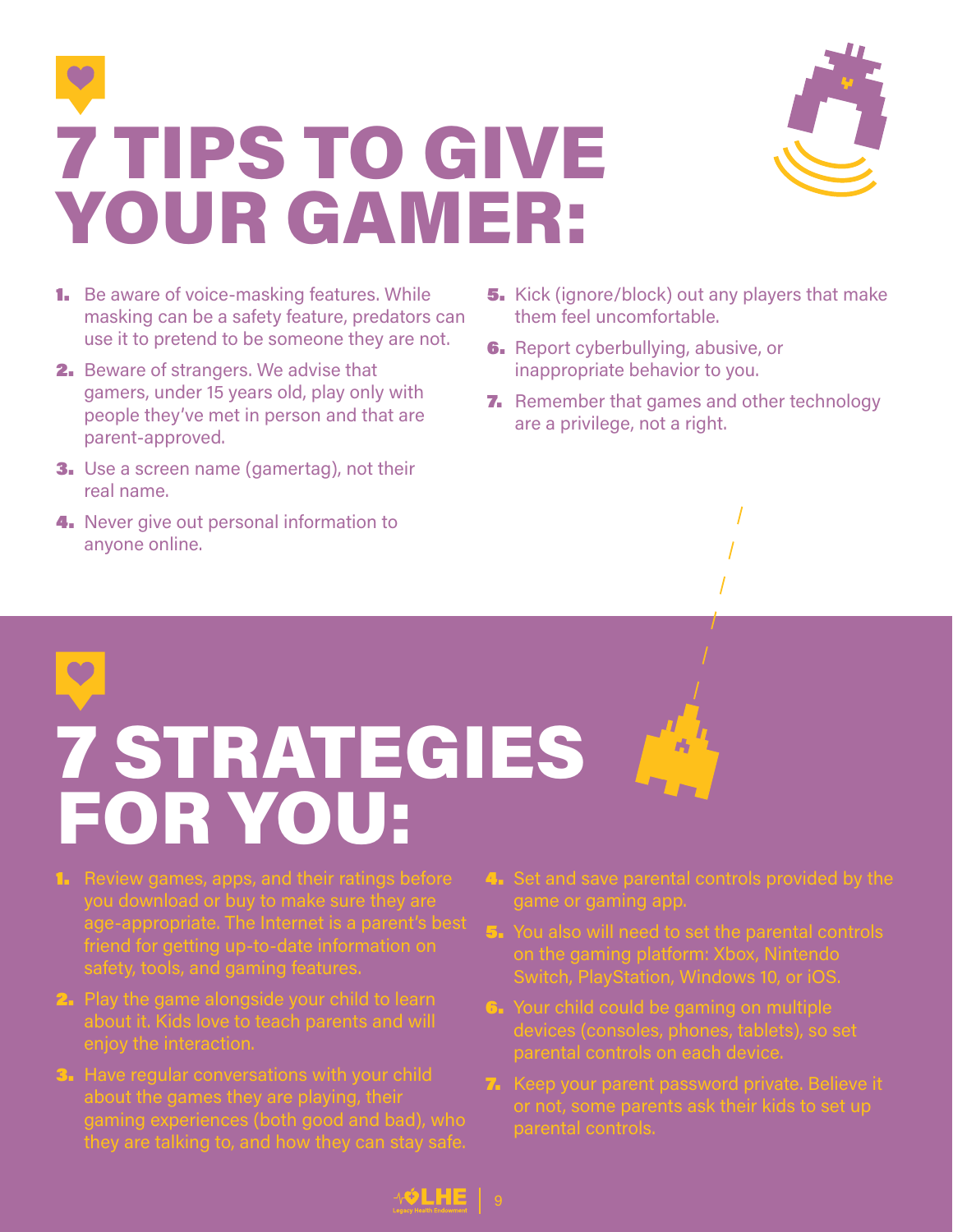# 7 TIPS TO GIVE YOUR GAMER:

1. Be aware of voice-masking features. While masking can be a safety feature, predators can use it to pretend to be someone they are not.
2. Beware of strangers. We advise that gamers, under 15 years old, play only with people they've met in person and that are parent-approved.
3. Use a screen name (gamertag), not their real name.
4. Never give out personal information to anyone online.
5. Kick (ignore/block) out any players that make them feel uncomfortable.
6. Report cyberbullying, abusive, or inappropriate behavior to you.
7. Remember that games and other technology are a privilege, not a right.

# 7 STRATEGIES FOR YOU:

1. Review games, apps, and their ratings before you download or buy to make sure they are age-appropriate. The Internet is a parent's best friend for getting up-to-date information on safety, tools, and gaming features.
2. Play the game alongside your child to learn about it. Kids love to teach parents and will enjoy the interaction.
3. Have regular conversations with your child about the games they are playing, their gaming experiences (both good and bad), who they are talking to, and how they can stay safe.
4. Set and save parental controls provided by the game or gaming app.
5. You also will need to set the parental controls on the gaming platform: Xbox, Nintendo Switch, PlayStation, Windows 10, or iOS.
6. Your child could be gaming on multiple devices (consoles, phones, tablets), so set parental controls on each device.
7. Keep your parent password private. Believe it or not, some parents ask their kids to set up parental controls.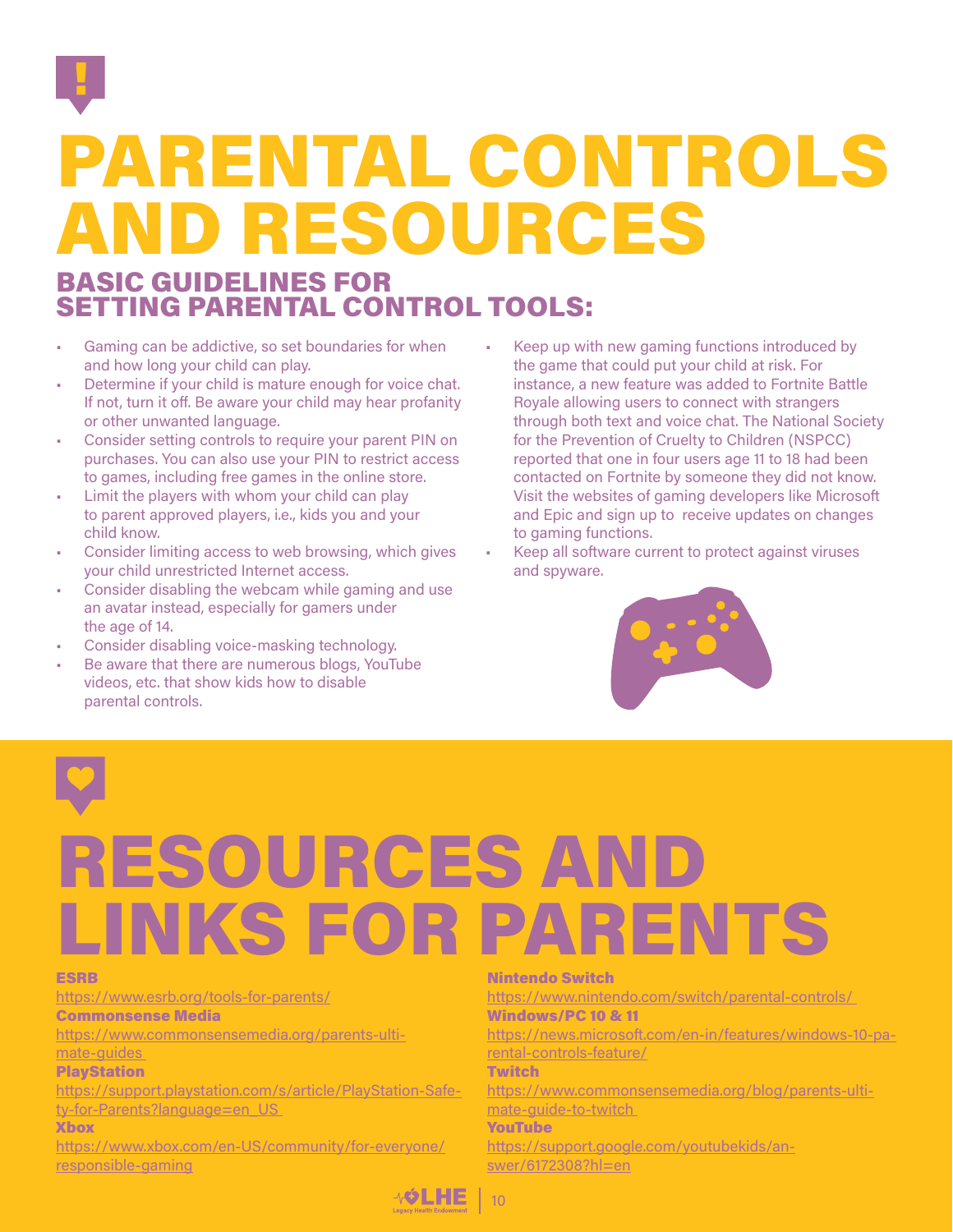# PARENTAL CONTROLS AND RESOURCES

## BASIC GUIDELINES FOR SETTING PARENTAL CONTROL TOOLS:

- Gaming can be addictive, so set boundaries for when and how long your child can play.
- Determine if your child is mature enough for voice chat. If not, turn it off. Be aware your child may hear profanity or other unwanted language.
- Consider setting controls to require your parent PIN on purchases. You can also use your PIN to restrict access to games, including free games in the online store.
- Limit the players with whom your child can play to parent approved players, i.e., kids you and your child know.
- Consider limiting access to web browsing, which gives your child unrestricted Internet access.
- Consider disabling the webcam while gaming and use an avatar instead, especially for gamers under the age of 14.
- Consider disabling voice-masking technology.
- Be aware that there are numerous blogs, YouTube videos, etc. that show kids how to disable parental controls.
- Keep up with new gaming functions introduced by the game that could put your child at risk. For instance, a new feature was added to Fortnite Battle Royale allowing users to connect with strangers through both text and voice chat. The National Society for the Prevention of Cruelty to Children (NSPCC) reported that one in four users age 11 to 18 had been contacted on Fortnite by someone they did not know. Visit the websites of gaming developers like Microsoft and Epic and sign up to receive updates on changes to gaming functions.
- Keep all software current to protect against viruses and spyware.

# RESOURCES AND LINKS FOR PARENTS

**ESRB**
https://www.esrb.org/tools-for-parents/

**Commonsense Media**
https://www.commonsensemedia.org/parents-ultimate-guides

**PlayStation**
https://support.playstation.com/s/article/PlayStation-Safety-for-Parents?language=en_US

**Xbox**
https://www.xbox.com/en-US/community/for-everyone/responsible-gaming

**Nintendo Switch**
https://www.nintendo.com/switch/parental-controls/

**Windows/PC 10 & 11**
https://news.microsoft.com/en-in/features/windows-10-parental-controls-feature/

**Twitch**
https://www.commonsensemedia.org/blog/parents-ultimate-guide-to-twitch

**YouTube**
https://support.google.com/youtubekids/answer/6172308?hl=en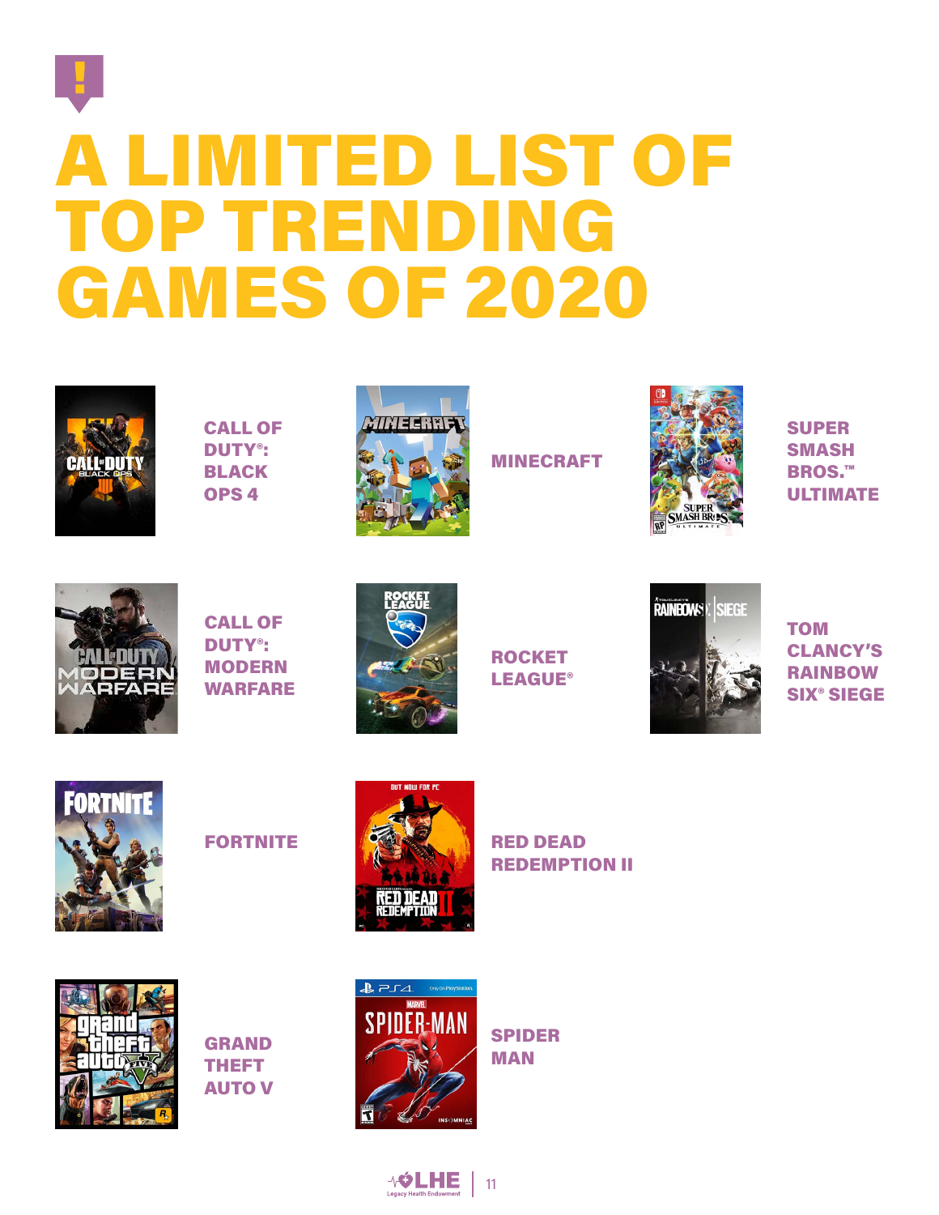# A LIMITED LIST OF TOP TRENDING GAMES OF 2020

- CALL OF DUTY®: BLACK OPS 4
- MINECRAFT
- SUPER SMASH BROS.™ ULTIMATE
- CALL OF DUTY®: MODERN WARFARE
- ROCKET LEAGUE®
- TOM CLANCY'S RAINBOW SIX® SIEGE
- FORTNITE
- RED DEAD REDEMPTION II
- GRAND THEFT AUTO V
- SPIDER MAN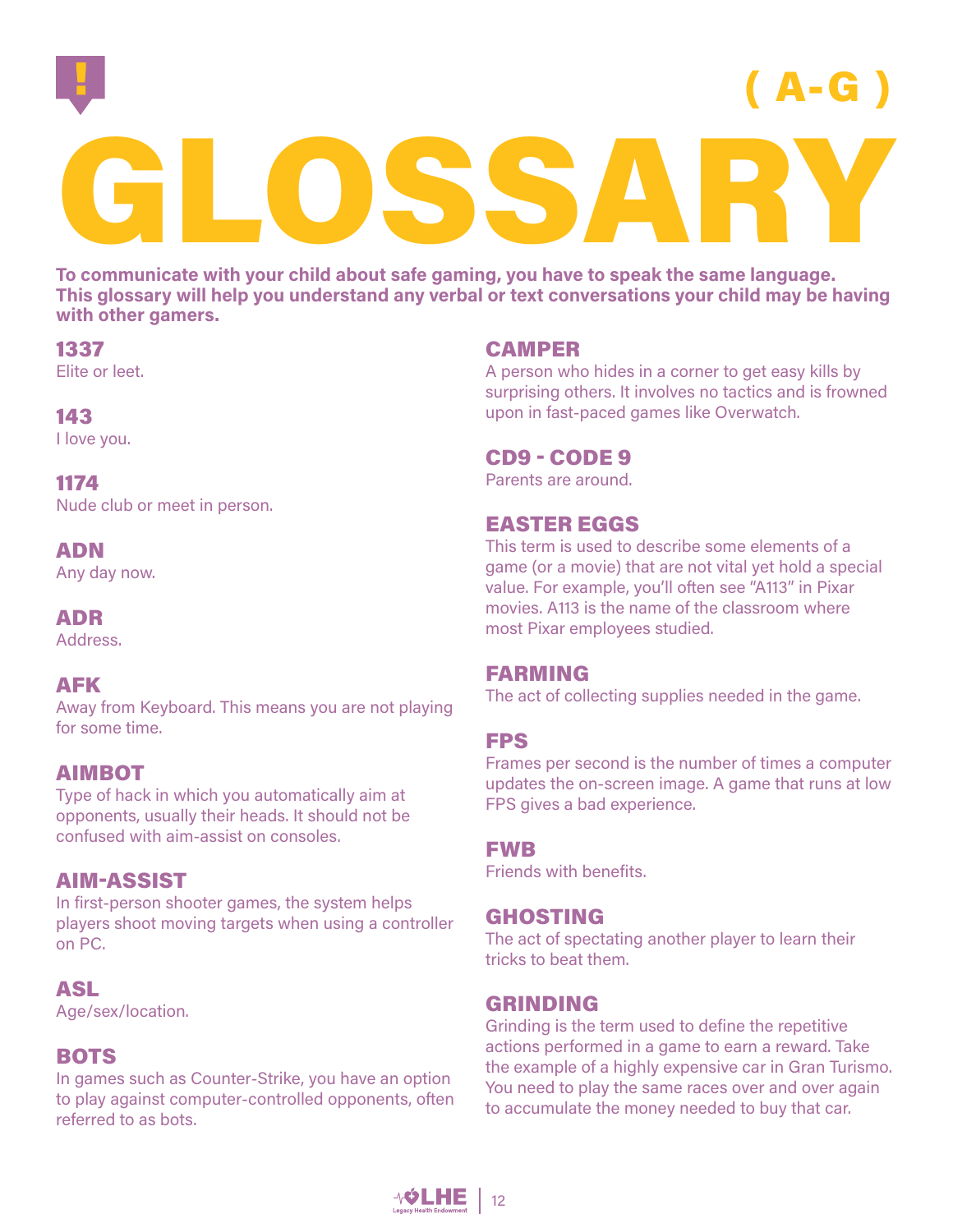# GLOSSARY ( A-G )

**To communicate with your child about safe gaming, you have to speak the same language. This glossary will help you understand any verbal or text conversations your child may be having with other gamers.**

### 1337
Elite or leet.

### 143
I love you.

### 1174
Nude club or meet in person.

### ADN
Any day now.

### ADR
Address.

### AFK
Away from Keyboard. This means you are not playing for some time.

### AIMBOT
Type of hack in which you automatically aim at opponents, usually their heads. It should not be confused with aim-assist on consoles.

### AIM-ASSIST
In first-person shooter games, the system helps players shoot moving targets when using a controller on PC.

### ASL
Age/sex/location.

### BOTS
In games such as Counter-Strike, you have an option to play against computer-controlled opponents, often referred to as bots.

### CAMPER
A person who hides in a corner to get easy kills by surprising others. It involves no tactics and is frowned upon in fast-paced games like Overwatch.

### CD9 - CODE 9
Parents are around.

### EASTER EGGS
This term is used to describe some elements of a game (or a movie) that are not vital yet hold a special value. For example, you'll often see "A113" in Pixar movies. A113 is the name of the classroom where most Pixar employees studied.

### FARMING
The act of collecting supplies needed in the game.

### FPS
Frames per second is the number of times a computer updates the on-screen image. A game that runs at low FPS gives a bad experience.

### FWB
Friends with benefits.

### GHOSTING
The act of spectating another player to learn their tricks to beat them.

### GRINDING
Grinding is the term used to define the repetitive actions performed in a game to earn a reward. Take the example of a highly expensive car in Gran Turismo. You need to play the same races over and over again to accumulate the money needed to buy that car.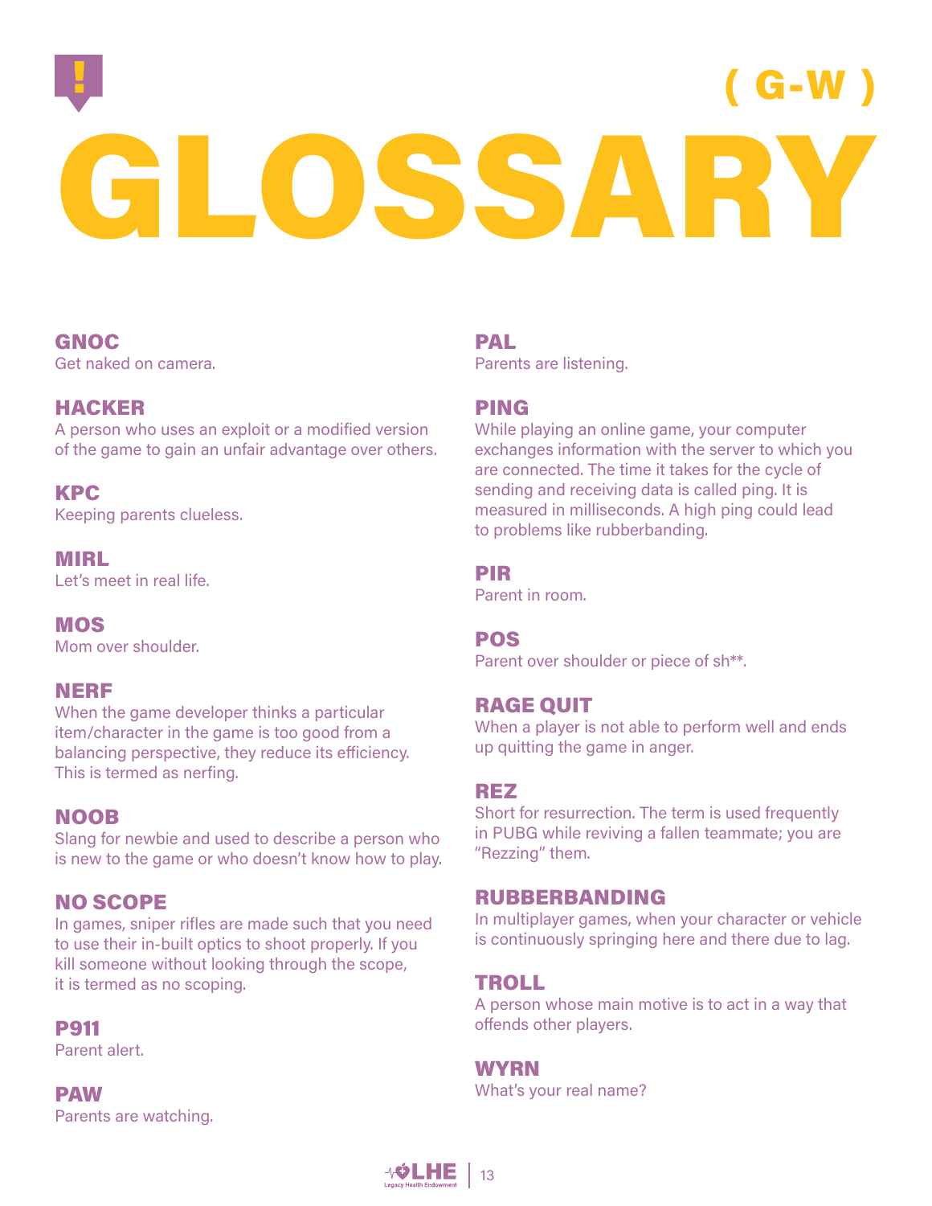# GLOSSARY ( G-W )

**GNOC**
Get naked on camera.

**HACKER**
A person who uses an exploit or a modified version of the game to gain an unfair advantage over others.

**KPC**
Keeping parents clueless.

**MIRL**
Let's meet in real life.

**MOS**
Mom over shoulder.

**NERF**
When the game developer thinks a particular item/character in the game is too good from a balancing perspective, they reduce its efficiency. This is termed as nerfing.

**NOOB**
Slang for newbie and used to describe a person who is new to the game or who doesn't know how to play.

**NO SCOPE**
In games, sniper rifles are made such that you need to use their in-built optics to shoot properly. If you kill someone without looking through the scope, it is termed as no scoping.

**P911**
Parent alert.

**PAW**
Parents are watching.

**PAL**
Parents are listening.

**PING**
While playing an online game, your computer exchanges information with the server to which you are connected. The time it takes for the cycle of sending and receiving data is called ping. It is measured in milliseconds. A high ping could lead to problems like rubberbanding.

**PIR**
Parent in room.

**POS**
Parent over shoulder or piece of sh**.

**RAGE QUIT**
When a player is not able to perform well and ends up quitting the game in anger.

**REZ**
Short for resurrection. The term is used frequently in PUBG while reviving a fallen teammate; you are "Rezzing" them.

**RUBBERBANDING**
In multiplayer games, when your character or vehicle is continuously springing here and there due to lag.

**TROLL**
A person whose main motive is to act in a way that offends other players.

**WYRN**
What's your real name?